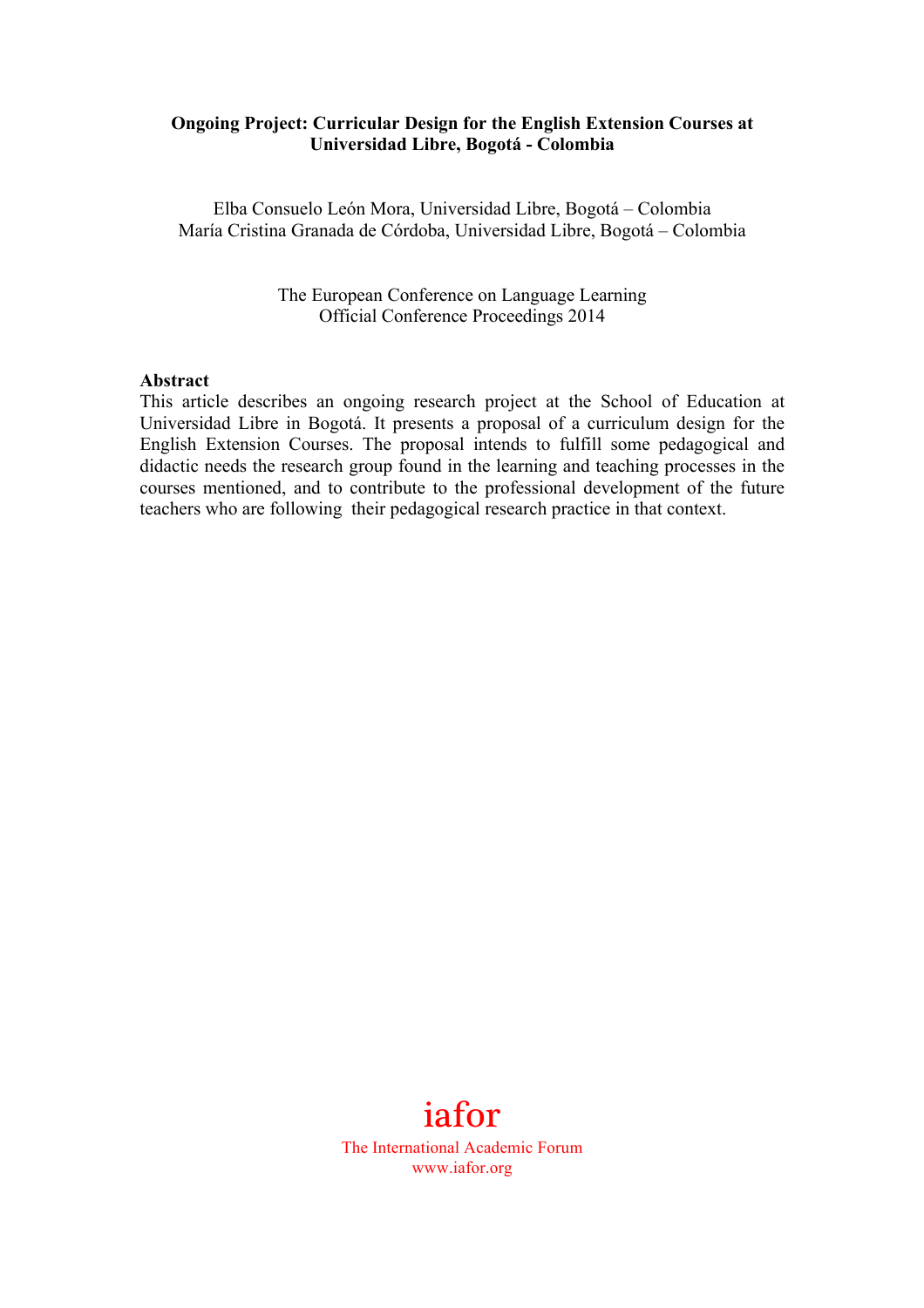# Ongoing Project: Curricular Design for the English Extension Courses at Universidad Libre, Bogotá - Colombia

Elba Consuelo León Mora, Universidad Libre, Bogotá – Colombia
María Cristina Granada de Córdoba, Universidad Libre, Bogotá – Colombia

The European Conference on Language Learning
Official Conference Proceedings 2014

**Abstract**

This article describes an ongoing research project at the School of Education at Universidad Libre in Bogotá. It presents a proposal of a curriculum design for the English Extension Courses. The proposal intends to fulfill some pedagogical and didactic needs the research group found in the learning and teaching processes in the courses mentioned, and to contribute to the professional development of the future teachers who are following their pedagogical research practice in that context.

iafor
The International Academic Forum
www.iafor.org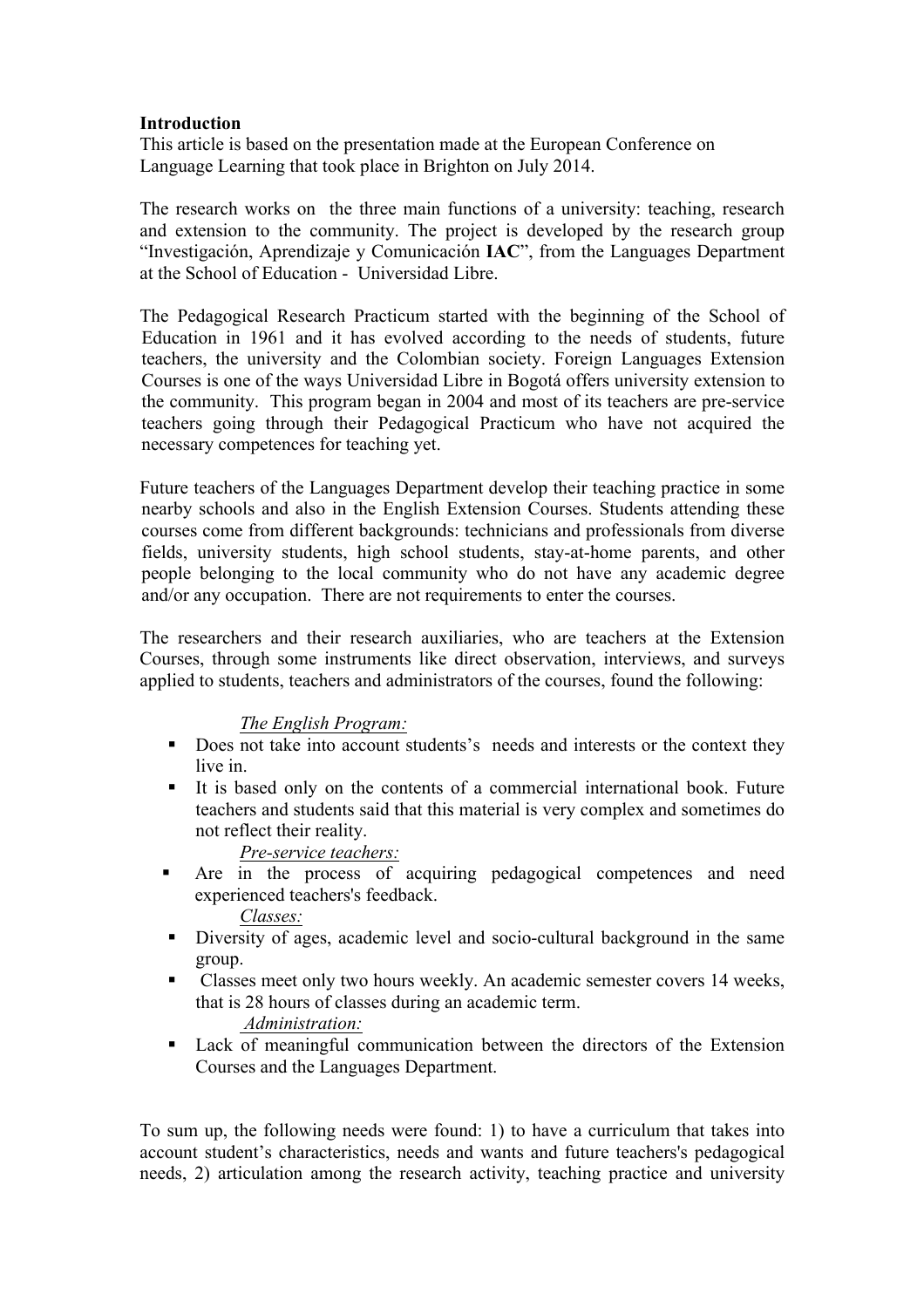**Introduction**

This article is based on the presentation made at the European Conference on Language Learning that took place in Brighton on July 2014.

The research works on the three main functions of a university: teaching, research and extension to the community. The project is developed by the research group "Investigación, Aprendizaje y Comunicación **IAC**", from the Languages Department at the School of Education - Universidad Libre.

The Pedagogical Research Practicum started with the beginning of the School of Education in 1961 and it has evolved according to the needs of students, future teachers, the university and the Colombian society. Foreign Languages Extension Courses is one of the ways Universidad Libre in Bogotá offers university extension to the community. This program began in 2004 and most of its teachers are pre-service teachers going through their Pedagogical Practicum who have not acquired the necessary competences for teaching yet.

Future teachers of the Languages Department develop their teaching practice in some nearby schools and also in the English Extension Courses. Students attending these courses come from different backgrounds: technicians and professionals from diverse fields, university students, high school students, stay-at-home parents, and other people belonging to the local community who do not have any academic degree and/or any occupation. There are not requirements to enter the courses.

The researchers and their research auxiliaries, who are teachers at the Extension Courses, through some instruments like direct observation, interviews, and surveys applied to students, teachers and administrators of the courses, found the following:

*The English Program:*

- Does not take into account students's needs and interests or the context they live in.
- It is based only on the contents of a commercial international book. Future teachers and students said that this material is very complex and sometimes do not reflect their reality.

*Pre-service teachers:*

- Are in the process of acquiring pedagogical competences and need experienced teachers's feedback.

*Classes:*

- Diversity of ages, academic level and socio-cultural background in the same group.
- Classes meet only two hours weekly. An academic semester covers 14 weeks, that is 28 hours of classes during an academic term.

*Administration:*

- Lack of meaningful communication between the directors of the Extension Courses and the Languages Department.

To sum up, the following needs were found: 1) to have a curriculum that takes into account student's characteristics, needs and wants and future teachers's pedagogical needs, 2) articulation among the research activity, teaching practice and university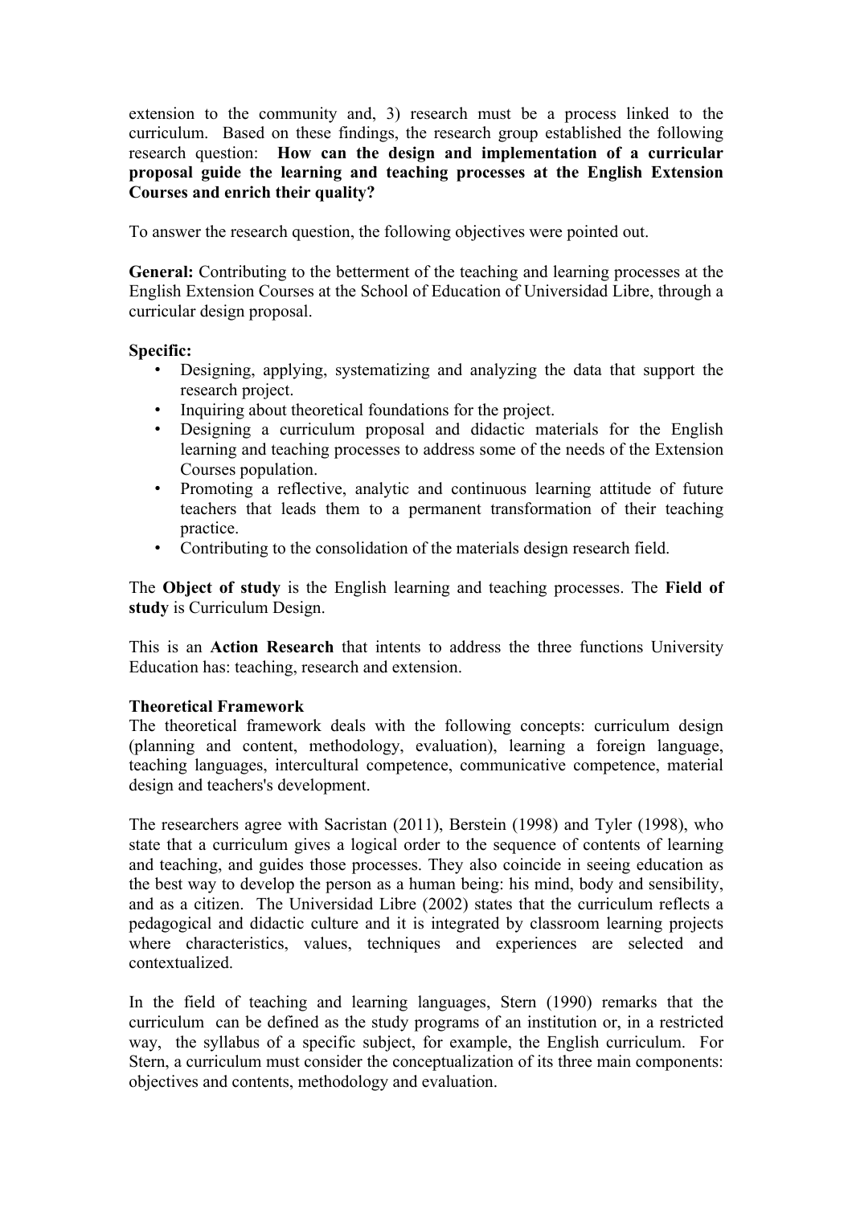extension to the community and, 3) research must be a process linked to the curriculum. Based on these findings, the research group established the following research question: **How can the design and implementation of a curricular proposal guide the learning and teaching processes at the English Extension Courses and enrich their quality?**

To answer the research question, the following objectives were pointed out.

**General:** Contributing to the betterment of the teaching and learning processes at the English Extension Courses at the School of Education of Universidad Libre, through a curricular design proposal.

**Specific:**

- Designing, applying, systematizing and analyzing the data that support the research project.
- Inquiring about theoretical foundations for the project.
- Designing a curriculum proposal and didactic materials for the English learning and teaching processes to address some of the needs of the Extension Courses population.
- Promoting a reflective, analytic and continuous learning attitude of future teachers that leads them to a permanent transformation of their teaching practice.
- Contributing to the consolidation of the materials design research field.

The **Object of study** is the English learning and teaching processes. The **Field of study** is Curriculum Design.

This is an **Action Research** that intents to address the three functions University Education has: teaching, research and extension.

**Theoretical Framework**

The theoretical framework deals with the following concepts: curriculum design (planning and content, methodology, evaluation), learning a foreign language, teaching languages, intercultural competence, communicative competence, material design and teachers's development.

The researchers agree with Sacristan (2011), Berstein (1998) and Tyler (1998), who state that a curriculum gives a logical order to the sequence of contents of learning and teaching, and guides those processes. They also coincide in seeing education as the best way to develop the person as a human being: his mind, body and sensibility, and as a citizen. The Universidad Libre (2002) states that the curriculum reflects a pedagogical and didactic culture and it is integrated by classroom learning projects where characteristics, values, techniques and experiences are selected and contextualized.

In the field of teaching and learning languages, Stern (1990) remarks that the curriculum can be defined as the study programs of an institution or, in a restricted way, the syllabus of a specific subject, for example, the English curriculum. For Stern, a curriculum must consider the conceptualization of its three main components: objectives and contents, methodology and evaluation.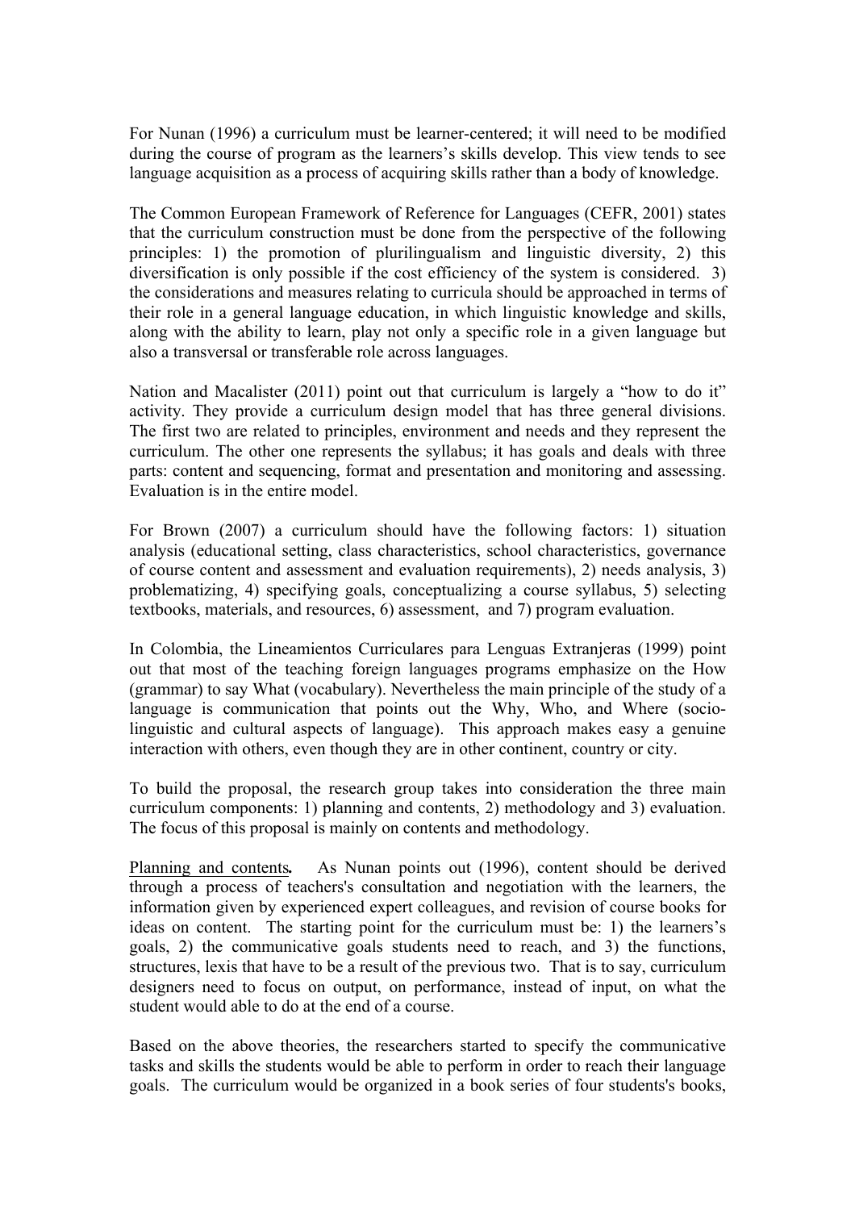For Nunan (1996) a curriculum must be learner-centered; it will need to be modified during the course of program as the learners's skills develop. This view tends to see language acquisition as a process of acquiring skills rather than a body of knowledge.

The Common European Framework of Reference for Languages (CEFR, 2001) states that the curriculum construction must be done from the perspective of the following principles: 1) the promotion of plurilingualism and linguistic diversity, 2) this diversification is only possible if the cost efficiency of the system is considered. 3) the considerations and measures relating to curricula should be approached in terms of their role in a general language education, in which linguistic knowledge and skills, along with the ability to learn, play not only a specific role in a given language but also a transversal or transferable role across languages.

Nation and Macalister (2011) point out that curriculum is largely a "how to do it" activity. They provide a curriculum design model that has three general divisions. The first two are related to principles, environment and needs and they represent the curriculum. The other one represents the syllabus; it has goals and deals with three parts: content and sequencing, format and presentation and monitoring and assessing. Evaluation is in the entire model.

For Brown (2007) a curriculum should have the following factors: 1) situation analysis (educational setting, class characteristics, school characteristics, governance of course content and assessment and evaluation requirements), 2) needs analysis, 3) problematizing, 4) specifying goals, conceptualizing a course syllabus, 5) selecting textbooks, materials, and resources, 6) assessment, and 7) program evaluation.

In Colombia, the Lineamientos Curriculares para Lenguas Extranjeras (1999) point out that most of the teaching foreign languages programs emphasize on the How (grammar) to say What (vocabulary). Nevertheless the main principle of the study of a language is communication that points out the Why, Who, and Where (socio-linguistic and cultural aspects of language). This approach makes easy a genuine interaction with others, even though they are in other continent, country or city.

To build the proposal, the research group takes into consideration the three main curriculum components: 1) planning and contents, 2) methodology and 3) evaluation. The focus of this proposal is mainly on contents and methodology.

Planning and contents**.** As Nunan points out (1996), content should be derived through a process of teachers's consultation and negotiation with the learners, the information given by experienced expert colleagues, and revision of course books for ideas on content. The starting point for the curriculum must be: 1) the learners's goals, 2) the communicative goals students need to reach, and 3) the functions, structures, lexis that have to be a result of the previous two. That is to say, curriculum designers need to focus on output, on performance, instead of input, on what the student would able to do at the end of a course.

Based on the above theories, the researchers started to specify the communicative tasks and skills the students would be able to perform in order to reach their language goals. The curriculum would be organized in a book series of four students's books,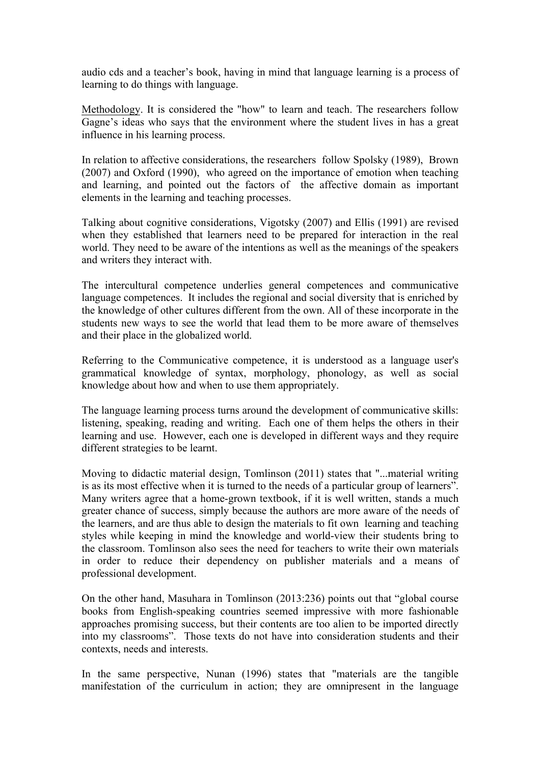audio cds and a teacher's book, having in mind that language learning is a process of learning to do things with language.

Methodology. It is considered the "how" to learn and teach. The researchers follow Gagne's ideas who says that the environment where the student lives in has a great influence in his learning process.

In relation to affective considerations, the researchers follow Spolsky (1989), Brown (2007) and Oxford (1990), who agreed on the importance of emotion when teaching and learning, and pointed out the factors of the affective domain as important elements in the learning and teaching processes.

Talking about cognitive considerations, Vigotsky (2007) and Ellis (1991) are revised when they established that learners need to be prepared for interaction in the real world. They need to be aware of the intentions as well as the meanings of the speakers and writers they interact with.

The intercultural competence underlies general competences and communicative language competences. It includes the regional and social diversity that is enriched by the knowledge of other cultures different from the own. All of these incorporate in the students new ways to see the world that lead them to be more aware of themselves and their place in the globalized world.

Referring to the Communicative competence, it is understood as a language user's grammatical knowledge of syntax, morphology, phonology, as well as social knowledge about how and when to use them appropriately.

The language learning process turns around the development of communicative skills: listening, speaking, reading and writing. Each one of them helps the others in their learning and use. However, each one is developed in different ways and they require different strategies to be learnt.

Moving to didactic material design, Tomlinson (2011) states that "...material writing is as its most effective when it is turned to the needs of a particular group of learners". Many writers agree that a home-grown textbook, if it is well written, stands a much greater chance of success, simply because the authors are more aware of the needs of the learners, and are thus able to design the materials to fit own learning and teaching styles while keeping in mind the knowledge and world-view their students bring to the classroom. Tomlinson also sees the need for teachers to write their own materials in order to reduce their dependency on publisher materials and a means of professional development.

On the other hand, Masuhara in Tomlinson (2013:236) points out that "global course books from English-speaking countries seemed impressive with more fashionable approaches promising success, but their contents are too alien to be imported directly into my classrooms". Those texts do not have into consideration students and their contexts, needs and interests.

In the same perspective, Nunan (1996) states that "materials are the tangible manifestation of the curriculum in action; they are omnipresent in the language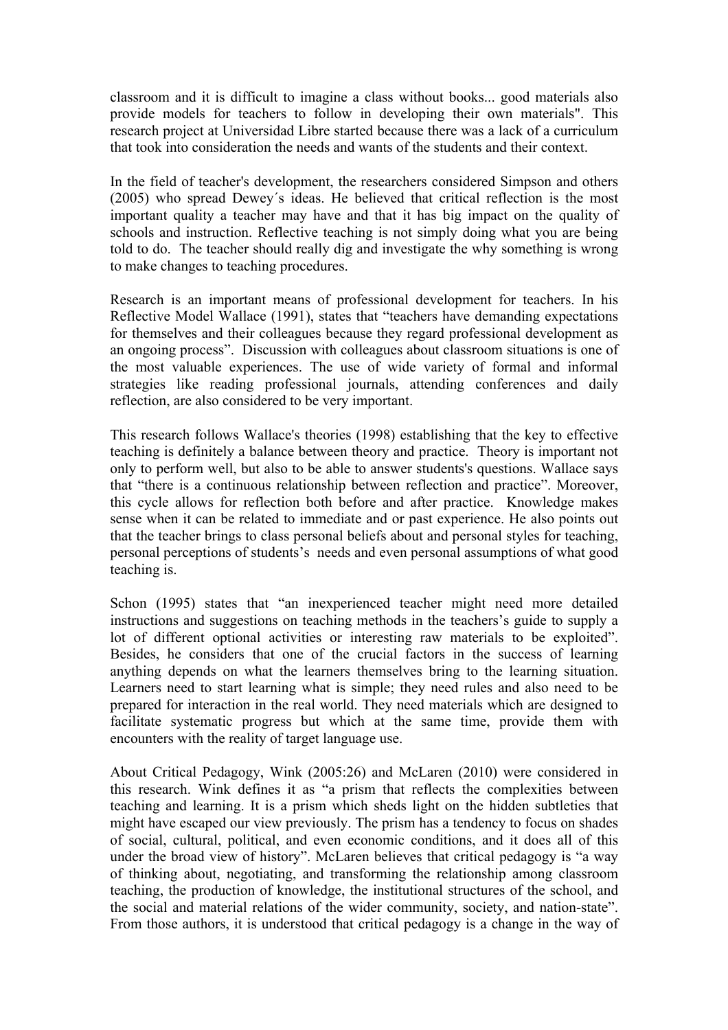classroom and it is difficult to imagine a class without books... good materials also provide models for teachers to follow in developing their own materials". This research project at Universidad Libre started because there was a lack of a curriculum that took into consideration the needs and wants of the students and their context.

In the field of teacher's development, the researchers considered Simpson and others (2005) who spread Dewey´s ideas. He believed that critical reflection is the most important quality a teacher may have and that it has big impact on the quality of schools and instruction. Reflective teaching is not simply doing what you are being told to do. The teacher should really dig and investigate the why something is wrong to make changes to teaching procedures.

Research is an important means of professional development for teachers. In his Reflective Model Wallace (1991), states that "teachers have demanding expectations for themselves and their colleagues because they regard professional development as an ongoing process". Discussion with colleagues about classroom situations is one of the most valuable experiences. The use of wide variety of formal and informal strategies like reading professional journals, attending conferences and daily reflection, are also considered to be very important.

This research follows Wallace's theories (1998) establishing that the key to effective teaching is definitely a balance between theory and practice. Theory is important not only to perform well, but also to be able to answer students's questions. Wallace says that "there is a continuous relationship between reflection and practice". Moreover, this cycle allows for reflection both before and after practice. Knowledge makes sense when it can be related to immediate and or past experience. He also points out that the teacher brings to class personal beliefs about and personal styles for teaching, personal perceptions of students's needs and even personal assumptions of what good teaching is.

Schon (1995) states that "an inexperienced teacher might need more detailed instructions and suggestions on teaching methods in the teachers's guide to supply a lot of different optional activities or interesting raw materials to be exploited". Besides, he considers that one of the crucial factors in the success of learning anything depends on what the learners themselves bring to the learning situation. Learners need to start learning what is simple; they need rules and also need to be prepared for interaction in the real world. They need materials which are designed to facilitate systematic progress but which at the same time, provide them with encounters with the reality of target language use.

About Critical Pedagogy, Wink (2005:26) and McLaren (2010) were considered in this research. Wink defines it as "a prism that reflects the complexities between teaching and learning. It is a prism which sheds light on the hidden subtleties that might have escaped our view previously. The prism has a tendency to focus on shades of social, cultural, political, and even economic conditions, and it does all of this under the broad view of history". McLaren believes that critical pedagogy is "a way of thinking about, negotiating, and transforming the relationship among classroom teaching, the production of knowledge, the institutional structures of the school, and the social and material relations of the wider community, society, and nation-state". From those authors, it is understood that critical pedagogy is a change in the way of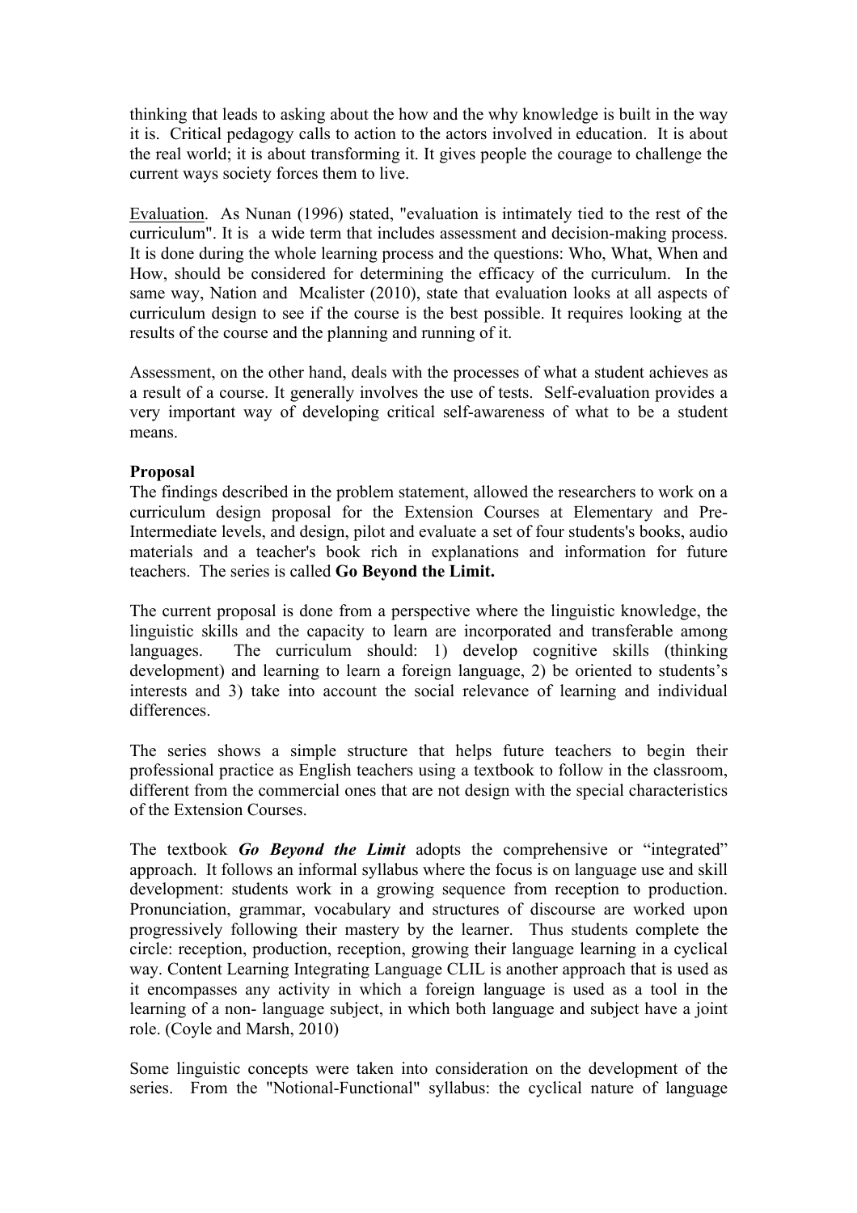thinking that leads to asking about the how and the why knowledge is built in the way it is. Critical pedagogy calls to action to the actors involved in education. It is about the real world; it is about transforming it. It gives people the courage to challenge the current ways society forces them to live.

Evaluation. As Nunan (1996) stated, "evaluation is intimately tied to the rest of the curriculum". It is a wide term that includes assessment and decision-making process. It is done during the whole learning process and the questions: Who, What, When and How, should be considered for determining the efficacy of the curriculum. In the same way, Nation and Mcalister (2010), state that evaluation looks at all aspects of curriculum design to see if the course is the best possible. It requires looking at the results of the course and the planning and running of it.

Assessment, on the other hand, deals with the processes of what a student achieves as a result of a course. It generally involves the use of tests. Self-evaluation provides a very important way of developing critical self-awareness of what to be a student means.

**Proposal**

The findings described in the problem statement, allowed the researchers to work on a curriculum design proposal for the Extension Courses at Elementary and Pre-Intermediate levels, and design, pilot and evaluate a set of four students's books, audio materials and a teacher's book rich in explanations and information for future teachers. The series is called **Go Beyond the Limit.**

The current proposal is done from a perspective where the linguistic knowledge, the linguistic skills and the capacity to learn are incorporated and transferable among languages. The curriculum should: 1) develop cognitive skills (thinking development) and learning to learn a foreign language, 2) be oriented to students's interests and 3) take into account the social relevance of learning and individual differences.

The series shows a simple structure that helps future teachers to begin their professional practice as English teachers using a textbook to follow in the classroom, different from the commercial ones that are not design with the special characteristics of the Extension Courses.

The textbook ***Go Beyond the Limit*** adopts the comprehensive or "integrated" approach. It follows an informal syllabus where the focus is on language use and skill development: students work in a growing sequence from reception to production. Pronunciation, grammar, vocabulary and structures of discourse are worked upon progressively following their mastery by the learner. Thus students complete the circle: reception, production, reception, growing their language learning in a cyclical way. Content Learning Integrating Language CLIL is another approach that is used as it encompasses any activity in which a foreign language is used as a tool in the learning of a non- language subject, in which both language and subject have a joint role. (Coyle and Marsh, 2010)

Some linguistic concepts were taken into consideration on the development of the series. From the "Notional-Functional" syllabus: the cyclical nature of language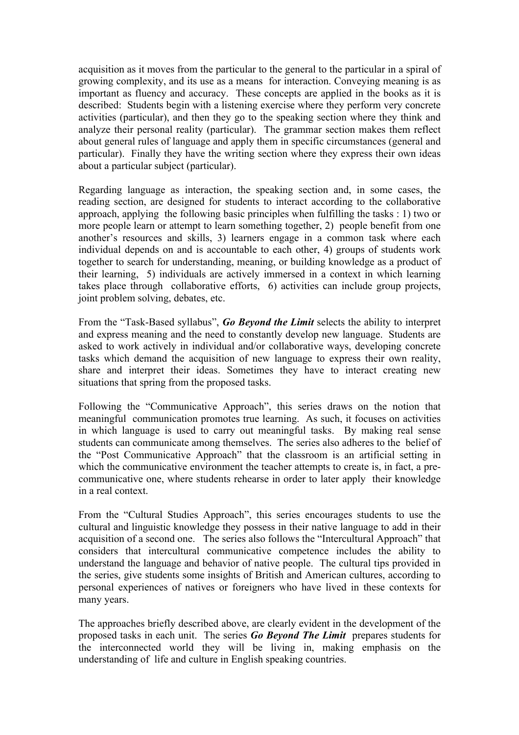acquisition as it moves from the particular to the general to the particular in a spiral of growing complexity, and its use as a means for interaction. Conveying meaning is as important as fluency and accuracy. These concepts are applied in the books as it is described: Students begin with a listening exercise where they perform very concrete activities (particular), and then they go to the speaking section where they think and analyze their personal reality (particular). The grammar section makes them reflect about general rules of language and apply them in specific circumstances (general and particular). Finally they have the writing section where they express their own ideas about a particular subject (particular).

Regarding language as interaction, the speaking section and, in some cases, the reading section, are designed for students to interact according to the collaborative approach, applying the following basic principles when fulfilling the tasks : 1) two or more people learn or attempt to learn something together, 2) people benefit from one another's resources and skills, 3) learners engage in a common task where each individual depends on and is accountable to each other, 4) groups of students work together to search for understanding, meaning, or building knowledge as a product of their learning, 5) individuals are actively immersed in a context in which learning takes place through collaborative efforts, 6) activities can include group projects, joint problem solving, debates, etc.

From the "Task-Based syllabus", ***Go Beyond the Limit*** selects the ability to interpret and express meaning and the need to constantly develop new language. Students are asked to work actively in individual and/or collaborative ways, developing concrete tasks which demand the acquisition of new language to express their own reality, share and interpret their ideas. Sometimes they have to interact creating new situations that spring from the proposed tasks.

Following the "Communicative Approach", this series draws on the notion that meaningful communication promotes true learning. As such, it focuses on activities in which language is used to carry out meaningful tasks. By making real sense students can communicate among themselves. The series also adheres to the belief of the "Post Communicative Approach" that the classroom is an artificial setting in which the communicative environment the teacher attempts to create is, in fact, a pre-communicative one, where students rehearse in order to later apply their knowledge in a real context.

From the "Cultural Studies Approach", this series encourages students to use the cultural and linguistic knowledge they possess in their native language to add in their acquisition of a second one. The series also follows the "Intercultural Approach" that considers that intercultural communicative competence includes the ability to understand the language and behavior of native people. The cultural tips provided in the series, give students some insights of British and American cultures, according to personal experiences of natives or foreigners who have lived in these contexts for many years.

The approaches briefly described above, are clearly evident in the development of the proposed tasks in each unit. The series ***Go Beyond The Limit*** prepares students for the interconnected world they will be living in, making emphasis on the understanding of life and culture in English speaking countries.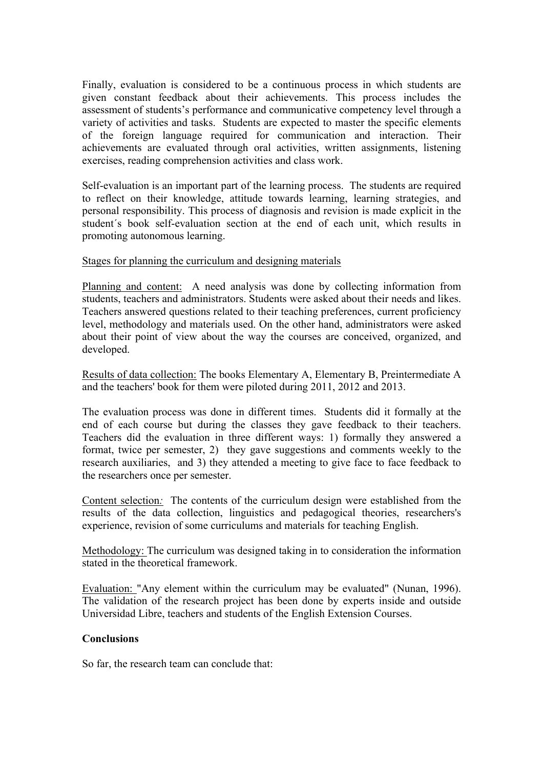Finally, evaluation is considered to be a continuous process in which students are given constant feedback about their achievements. This process includes the assessment of students's performance and communicative competency level through a variety of activities and tasks. Students are expected to master the specific elements of the foreign language required for communication and interaction. Their achievements are evaluated through oral activities, written assignments, listening exercises, reading comprehension activities and class work.

Self-evaluation is an important part of the learning process. The students are required to reflect on their knowledge, attitude towards learning, learning strategies, and personal responsibility. This process of diagnosis and revision is made explicit in the student´s book self-evaluation section at the end of each unit, which results in promoting autonomous learning.

<u>Stages for planning the curriculum and designing materials</u>

<u>Planning and content:</u> A need analysis was done by collecting information from students, teachers and administrators. Students were asked about their needs and likes. Teachers answered questions related to their teaching preferences, current proficiency level, methodology and materials used. On the other hand, administrators were asked about their point of view about the way the courses are conceived, organized, and developed.

<u>Results of data collection:</u> The books Elementary A, Elementary B, Preintermediate A and the teachers' book for them were piloted during 2011, 2012 and 2013.

The evaluation process was done in different times. Students did it formally at the end of each course but during the classes they gave feedback to their teachers. Teachers did the evaluation in three different ways: 1) formally they answered a format, twice per semester, 2) they gave suggestions and comments weekly to the research auxiliaries, and 3) they attended a meeting to give face to face feedback to the researchers once per semester.

<u>Content selection</u>*:* The contents of the curriculum design were established from the results of the data collection, linguistics and pedagogical theories, researchers's experience, revision of some curriculums and materials for teaching English.

<u>Methodology:</u> The curriculum was designed taking in to consideration the information stated in the theoretical framework.

<u>Evaluation:</u> "Any element within the curriculum may be evaluated" (Nunan, 1996). The validation of the research project has been done by experts inside and outside Universidad Libre, teachers and students of the English Extension Courses.

**Conclusions**

So far, the research team can conclude that: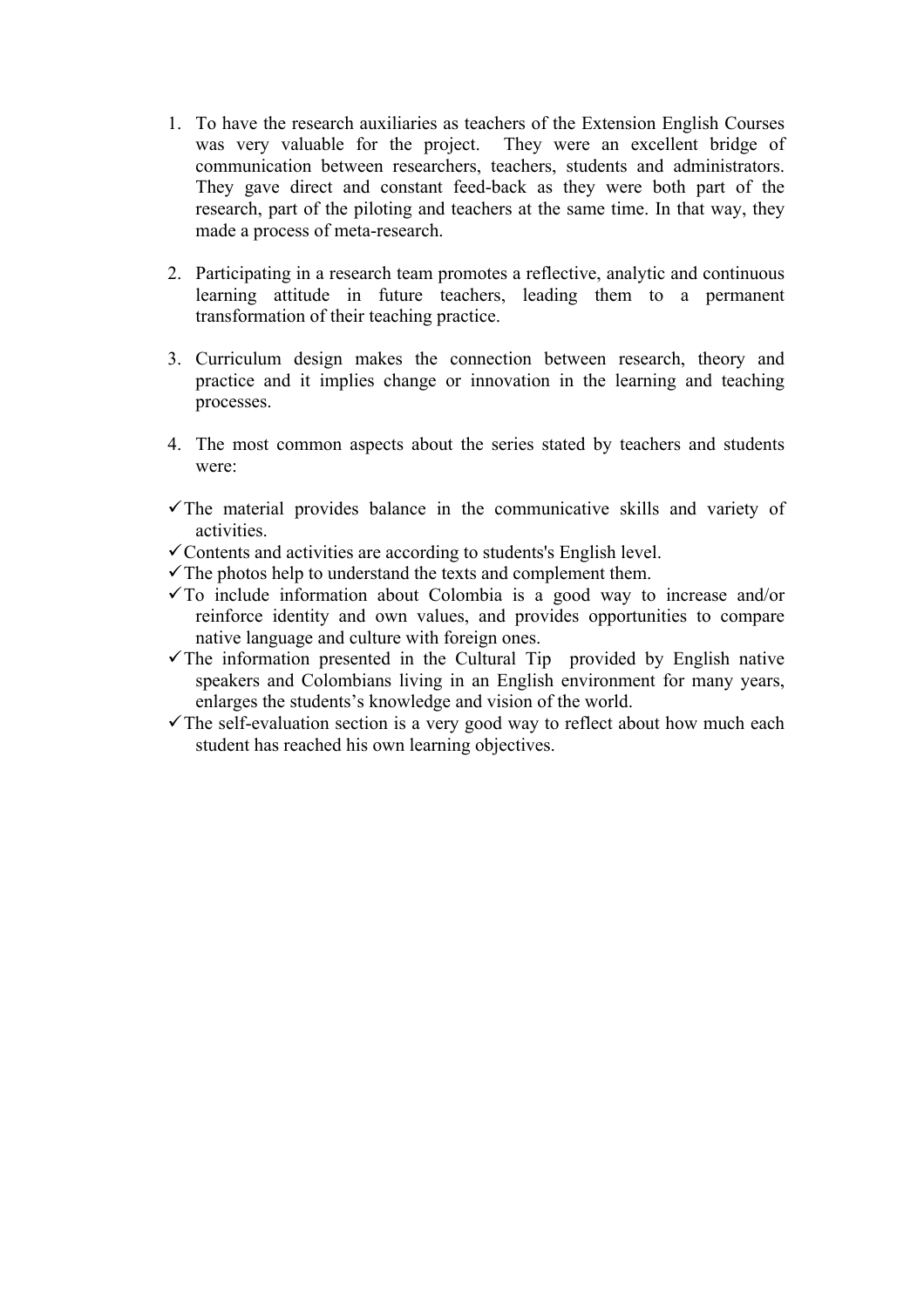1. To have the research auxiliaries as teachers of the Extension English Courses was very valuable for the project. They were an excellent bridge of communication between researchers, teachers, students and administrators. They gave direct and constant feed-back as they were both part of the research, part of the piloting and teachers at the same time. In that way, they made a process of meta-research.

2. Participating in a research team promotes a reflective, analytic and continuous learning attitude in future teachers, leading them to a permanent transformation of their teaching practice.

3. Curriculum design makes the connection between research, theory and practice and it implies change or innovation in the learning and teaching processes.

4. The most common aspects about the series stated by teachers and students were:

- ✓The material provides balance in the communicative skills and variety of activities.
- ✓Contents and activities are according to students's English level.
- ✓The photos help to understand the texts and complement them.
- ✓To include information about Colombia is a good way to increase and/or reinforce identity and own values, and provides opportunities to compare native language and culture with foreign ones.
- ✓The information presented in the Cultural Tip provided by English native speakers and Colombians living in an English environment for many years, enlarges the students's knowledge and vision of the world.
- ✓The self-evaluation section is a very good way to reflect about how much each student has reached his own learning objectives.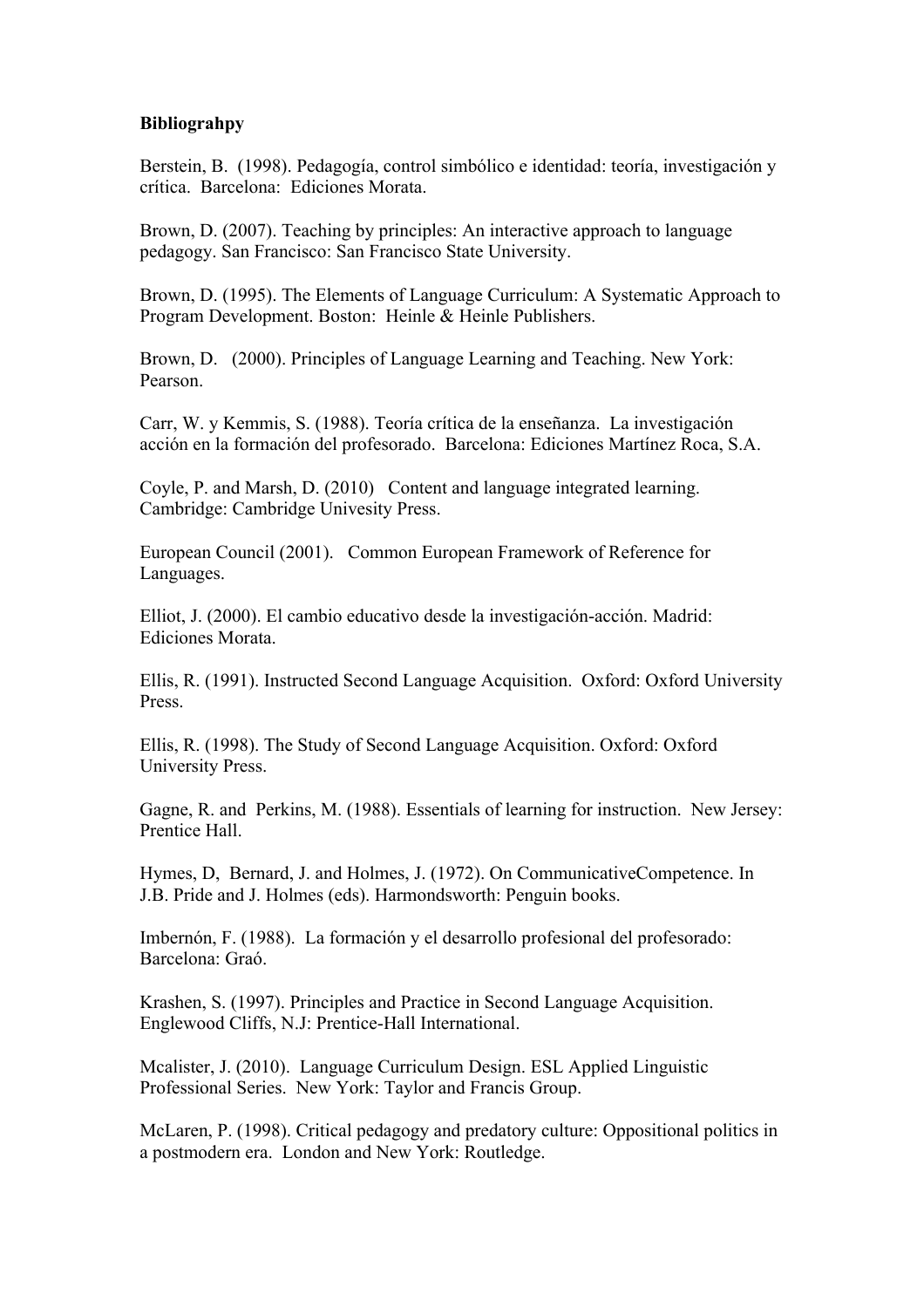**Bibliograhpy**

Berstein, B. (1998). Pedagogía, control simbólico e identidad: teoría, investigación y crítica. Barcelona: Ediciones Morata.

Brown, D. (2007). Teaching by principles: An interactive approach to language pedagogy. San Francisco: San Francisco State University.

Brown, D. (1995). The Elements of Language Curriculum: A Systematic Approach to Program Development. Boston: Heinle & Heinle Publishers.

Brown, D. (2000). Principles of Language Learning and Teaching. New York: Pearson.

Carr, W. y Kemmis, S. (1988). Teoría crítica de la enseñanza. La investigación acción en la formación del profesorado. Barcelona: Ediciones Martínez Roca, S.A.

Coyle, P. and Marsh, D. (2010) Content and language integrated learning. Cambridge: Cambridge Univesity Press.

European Council (2001). Common European Framework of Reference for Languages.

Elliot, J. (2000). El cambio educativo desde la investigación-acción. Madrid: Ediciones Morata.

Ellis, R. (1991). Instructed Second Language Acquisition. Oxford: Oxford University Press.

Ellis, R. (1998). The Study of Second Language Acquisition. Oxford: Oxford University Press.

Gagne, R. and Perkins, M. (1988). Essentials of learning for instruction. New Jersey: Prentice Hall.

Hymes, D, Bernard, J. and Holmes, J. (1972). On CommunicativeCompetence. In J.B. Pride and J. Holmes (eds). Harmondsworth: Penguin books.

Imbernón, F. (1988). La formación y el desarrollo profesional del profesorado: Barcelona: Graó.

Krashen, S. (1997). Principles and Practice in Second Language Acquisition. Englewood Cliffs, N.J: Prentice-Hall International.

Mcalister, J. (2010). Language Curriculum Design. ESL Applied Linguistic Professional Series. New York: Taylor and Francis Group.

McLaren, P. (1998). Critical pedagogy and predatory culture: Oppositional politics in a postmodern era. London and New York: Routledge.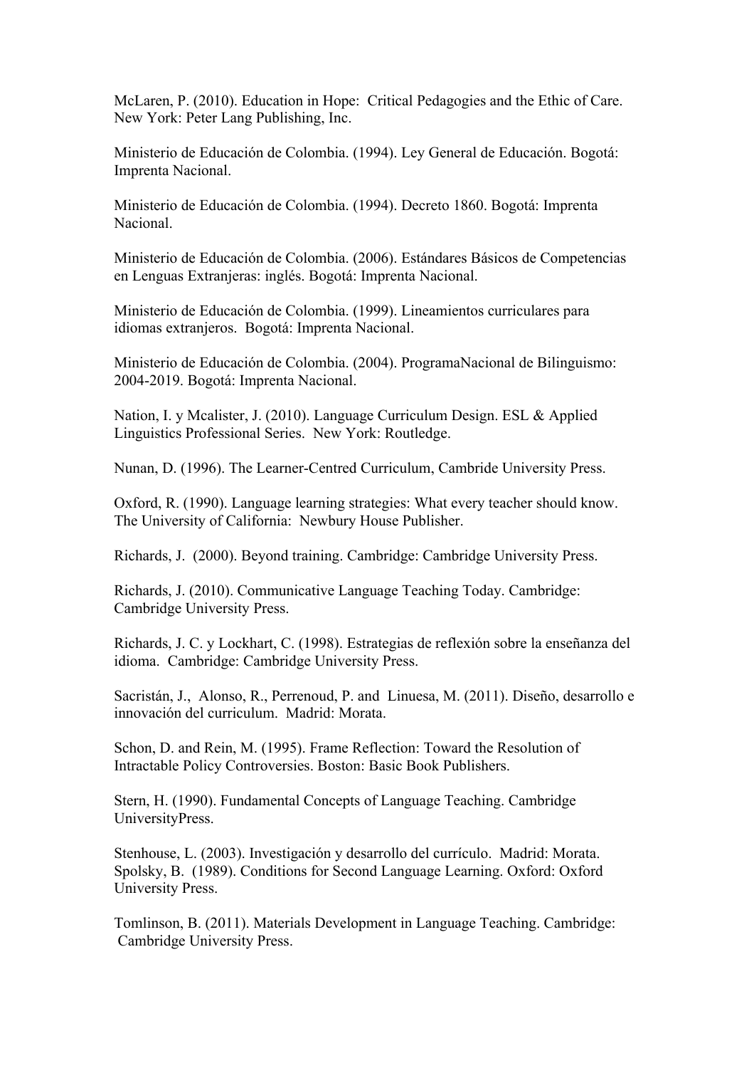McLaren, P. (2010). Education in Hope: Critical Pedagogies and the Ethic of Care. New York: Peter Lang Publishing, Inc.

Ministerio de Educación de Colombia. (1994). Ley General de Educación. Bogotá: Imprenta Nacional.

Ministerio de Educación de Colombia. (1994). Decreto 1860. Bogotá: Imprenta Nacional.

Ministerio de Educación de Colombia. (2006). Estándares Básicos de Competencias en Lenguas Extranjeras: inglés. Bogotá: Imprenta Nacional.

Ministerio de Educación de Colombia. (1999). Lineamientos curriculares para idiomas extranjeros. Bogotá: Imprenta Nacional.

Ministerio de Educación de Colombia. (2004). ProgramaNacional de Bilinguismo: 2004-2019. Bogotá: Imprenta Nacional.

Nation, I. y Mcalister, J. (2010). Language Curriculum Design. ESL & Applied Linguistics Professional Series. New York: Routledge.

Nunan, D. (1996). The Learner-Centred Curriculum, Cambride University Press.

Oxford, R. (1990). Language learning strategies: What every teacher should know. The University of California: Newbury House Publisher.

Richards, J. (2000). Beyond training. Cambridge: Cambridge University Press.

Richards, J. (2010). Communicative Language Teaching Today. Cambridge: Cambridge University Press.

Richards, J. C. y Lockhart, C. (1998). Estrategias de reflexión sobre la enseñanza del idioma. Cambridge: Cambridge University Press.

Sacristán, J., Alonso, R., Perrenoud, P. and Linuesa, M. (2011). Diseño, desarrollo e innovación del curriculum. Madrid: Morata.

Schon, D. and Rein, M. (1995). Frame Reflection: Toward the Resolution of Intractable Policy Controversies. Boston: Basic Book Publishers.

Stern, H. (1990). Fundamental Concepts of Language Teaching. Cambridge UniversityPress.

Stenhouse, L. (2003). Investigación y desarrollo del currículo. Madrid: Morata.
Spolsky, B. (1989). Conditions for Second Language Learning. Oxford: Oxford University Press.

Tomlinson, B. (2011). Materials Development in Language Teaching. Cambridge: Cambridge University Press.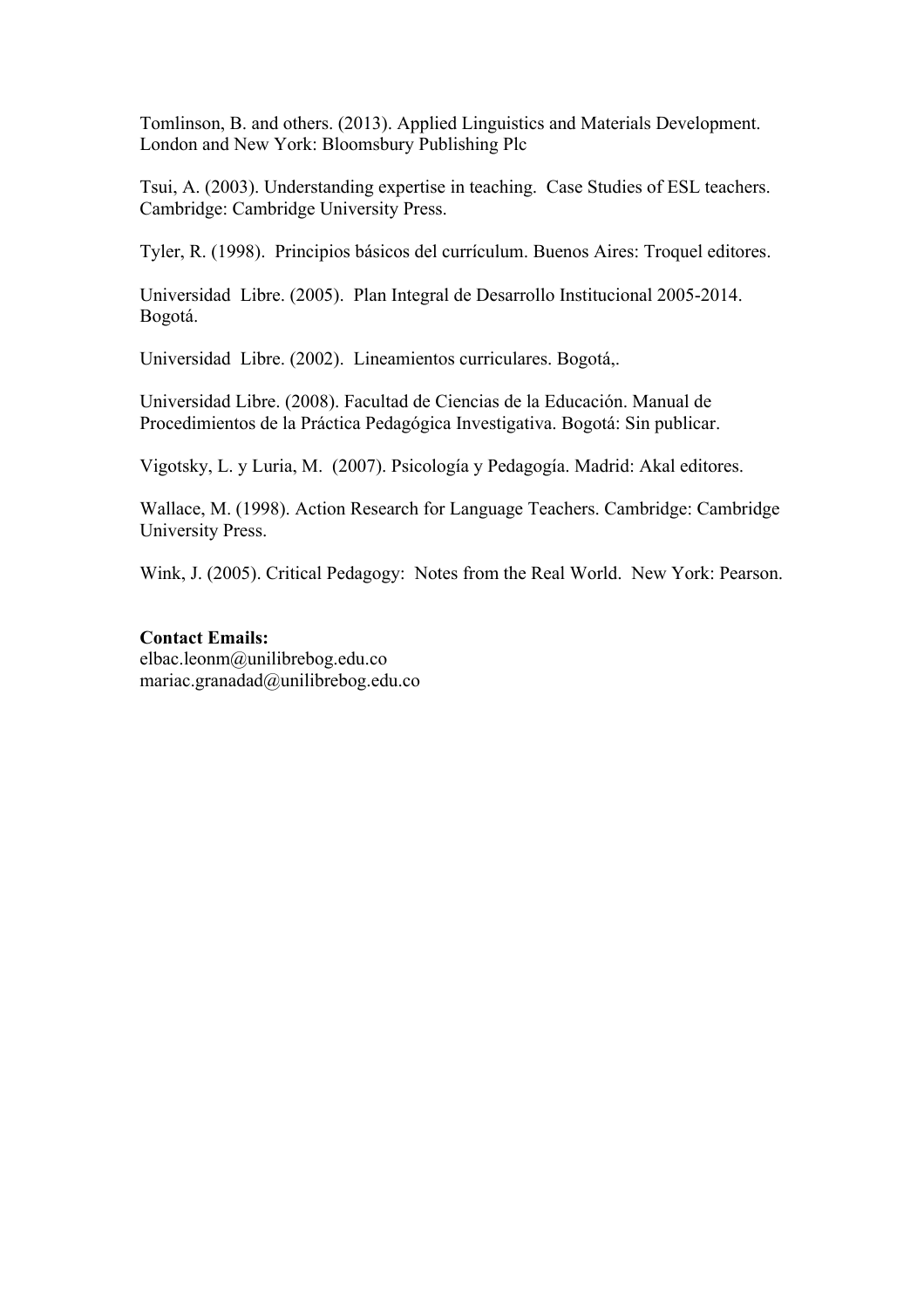Tomlinson, B. and others. (2013). Applied Linguistics and Materials Development. London and New York: Bloomsbury Publishing Plc

Tsui, A. (2003). Understanding expertise in teaching. Case Studies of ESL teachers. Cambridge: Cambridge University Press.

Tyler, R. (1998). Principios básicos del currículum. Buenos Aires: Troquel editores.

Universidad Libre. (2005). Plan Integral de Desarrollo Institucional 2005-2014. Bogotá.

Universidad Libre. (2002). Lineamientos curriculares. Bogotá,.

Universidad Libre. (2008). Facultad de Ciencias de la Educación. Manual de Procedimientos de la Práctica Pedagógica Investigativa. Bogotá: Sin publicar.

Vigotsky, L. y Luria, M. (2007). Psicología y Pedagogía. Madrid: Akal editores.

Wallace, M. (1998). Action Research for Language Teachers. Cambridge: Cambridge University Press.

Wink, J. (2005). Critical Pedagogy: Notes from the Real World. New York: Pearson.

**Contact Emails:**
elbac.leonm@unilibrebog.edu.co
mariac.granadad@unilibrebog.edu.co